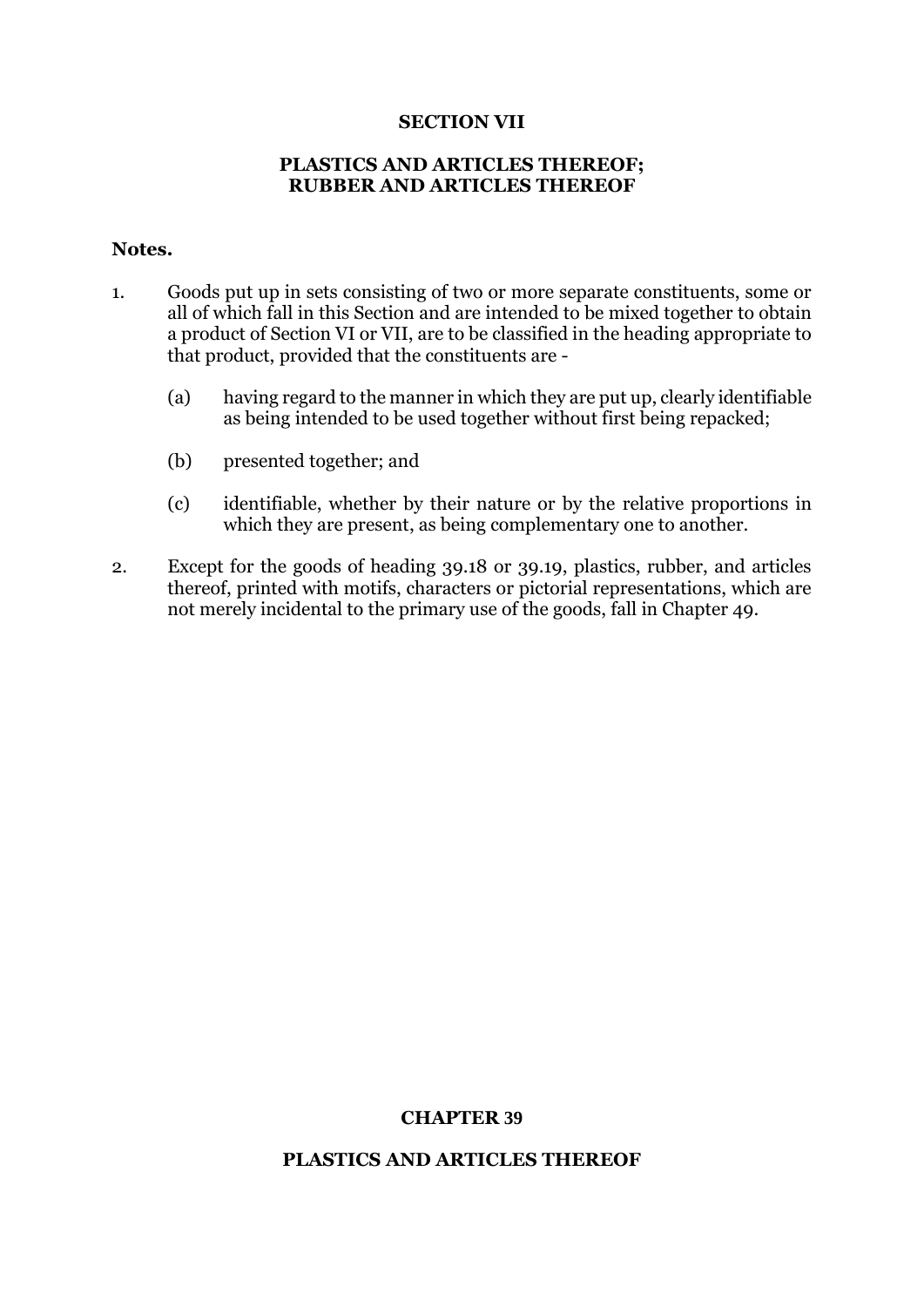# SECTION VII

## PLASTICS AND ARTICLES THEREOF; RUBBER AND ARTICLES THEREOF

**Notes.**

1. Goods put up in sets consisting of two or more separate constituents, some or all of which fall in this Section and are intended to be mixed together to obtain a product of Section VI or VII, are to be classified in the heading appropriate to that product, provided that the constituents are -

   (a) having regard to the manner in which they are put up, clearly identifiable as being intended to be used together without first being repacked;

   (b) presented together; and

   (c) identifiable, whether by their nature or by the relative proportions in which they are present, as being complementary one to another.

2. Except for the goods of heading 39.18 or 39.19, plastics, rubber, and articles thereof, printed with motifs, characters or pictorial representations, which are not merely incidental to the primary use of the goods, fall in Chapter 49.

# CHAPTER 39

## PLASTICS AND ARTICLES THEREOF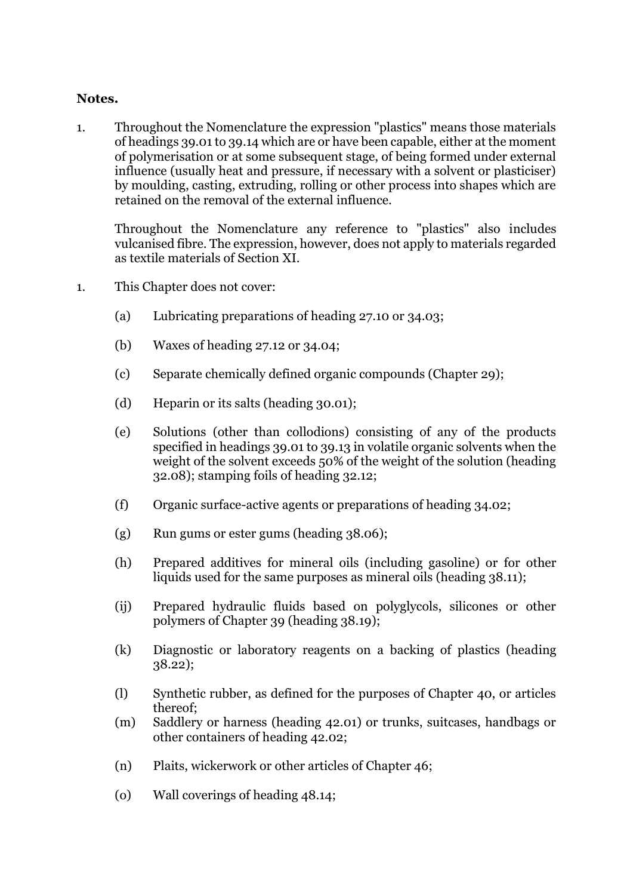**Notes.**

1. Throughout the Nomenclature the expression "plastics" means those materials of headings 39.01 to 39.14 which are or have been capable, either at the moment of polymerisation or at some subsequent stage, of being formed under external influence (usually heat and pressure, if necessary with a solvent or plasticiser) by moulding, casting, extruding, rolling or other process into shapes which are retained on the removal of the external influence.

   Throughout the Nomenclature any reference to "plastics" also includes vulcanised fibre. The expression, however, does not apply to materials regarded as textile materials of Section XI.

1. This Chapter does not cover:

   (a) Lubricating preparations of heading 27.10 or 34.03;

   (b) Waxes of heading 27.12 or 34.04;

   (c) Separate chemically defined organic compounds (Chapter 29);

   (d) Heparin or its salts (heading 30.01);

   (e) Solutions (other than collodions) consisting of any of the products specified in headings 39.01 to 39.13 in volatile organic solvents when the weight of the solvent exceeds 50% of the weight of the solution (heading 32.08); stamping foils of heading 32.12;

   (f) Organic surface-active agents or preparations of heading 34.02;

   (g) Run gums or ester gums (heading 38.06);

   (h) Prepared additives for mineral oils (including gasoline) or for other liquids used for the same purposes as mineral oils (heading 38.11);

   (ij) Prepared hydraulic fluids based on polyglycols, silicones or other polymers of Chapter 39 (heading 38.19);

   (k) Diagnostic or laboratory reagents on a backing of plastics (heading 38.22);

   (l) Synthetic rubber, as defined for the purposes of Chapter 40, or articles thereof;

   (m) Saddlery or harness (heading 42.01) or trunks, suitcases, handbags or other containers of heading 42.02;

   (n) Plaits, wickerwork or other articles of Chapter 46;

   (o) Wall coverings of heading 48.14;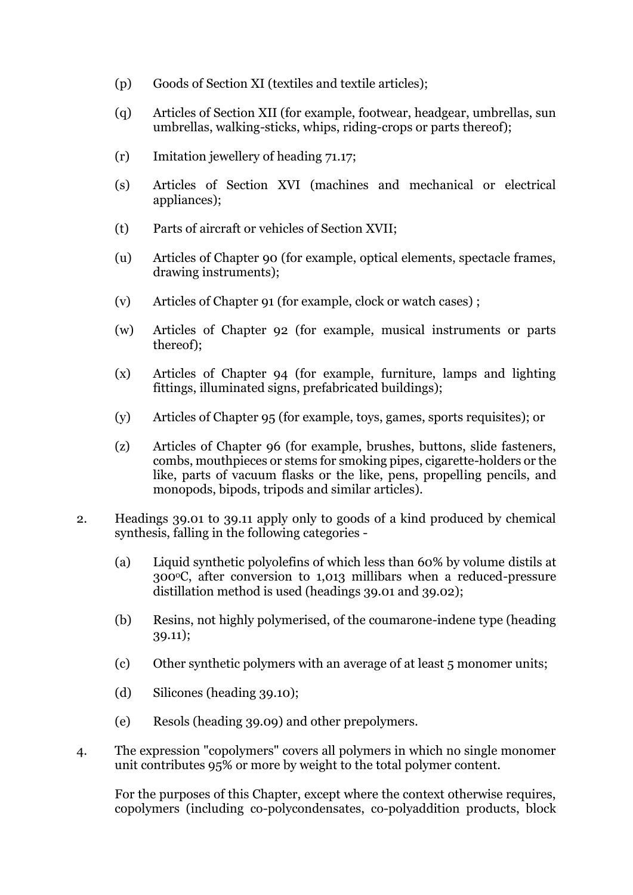(p) Goods of Section XI (textiles and textile articles);

(q) Articles of Section XII (for example, footwear, headgear, umbrellas, sun umbrellas, walking-sticks, whips, riding-crops or parts thereof);

(r) Imitation jewellery of heading 71.17;

(s) Articles of Section XVI (machines and mechanical or electrical appliances);

(t) Parts of aircraft or vehicles of Section XVII;

(u) Articles of Chapter 90 (for example, optical elements, spectacle frames, drawing instruments);

(v) Articles of Chapter 91 (for example, clock or watch cases) ;

(w) Articles of Chapter 92 (for example, musical instruments or parts thereof);

(x) Articles of Chapter 94 (for example, furniture, lamps and lighting fittings, illuminated signs, prefabricated buildings);

(y) Articles of Chapter 95 (for example, toys, games, sports requisites); or

(z) Articles of Chapter 96 (for example, brushes, buttons, slide fasteners, combs, mouthpieces or stems for smoking pipes, cigarette-holders or the like, parts of vacuum flasks or the like, pens, propelling pencils, and monopods, bipods, tripods and similar articles).

2. Headings 39.01 to 39.11 apply only to goods of a kind produced by chemical synthesis, falling in the following categories -

   (a) Liquid synthetic polyolefins of which less than 60% by volume distils at 300°C, after conversion to 1,013 millibars when a reduced-pressure distillation method is used (headings 39.01 and 39.02);

   (b) Resins, not highly polymerised, of the coumarone-indene type (heading 39.11);

   (c) Other synthetic polymers with an average of at least 5 monomer units;

   (d) Silicones (heading 39.10);

   (e) Resols (heading 39.09) and other prepolymers.

4. The expression "copolymers" covers all polymers in which no single monomer unit contributes 95% or more by weight to the total polymer content.

   For the purposes of this Chapter, except where the context otherwise requires, copolymers (including co-polycondensates, co-polyaddition products, block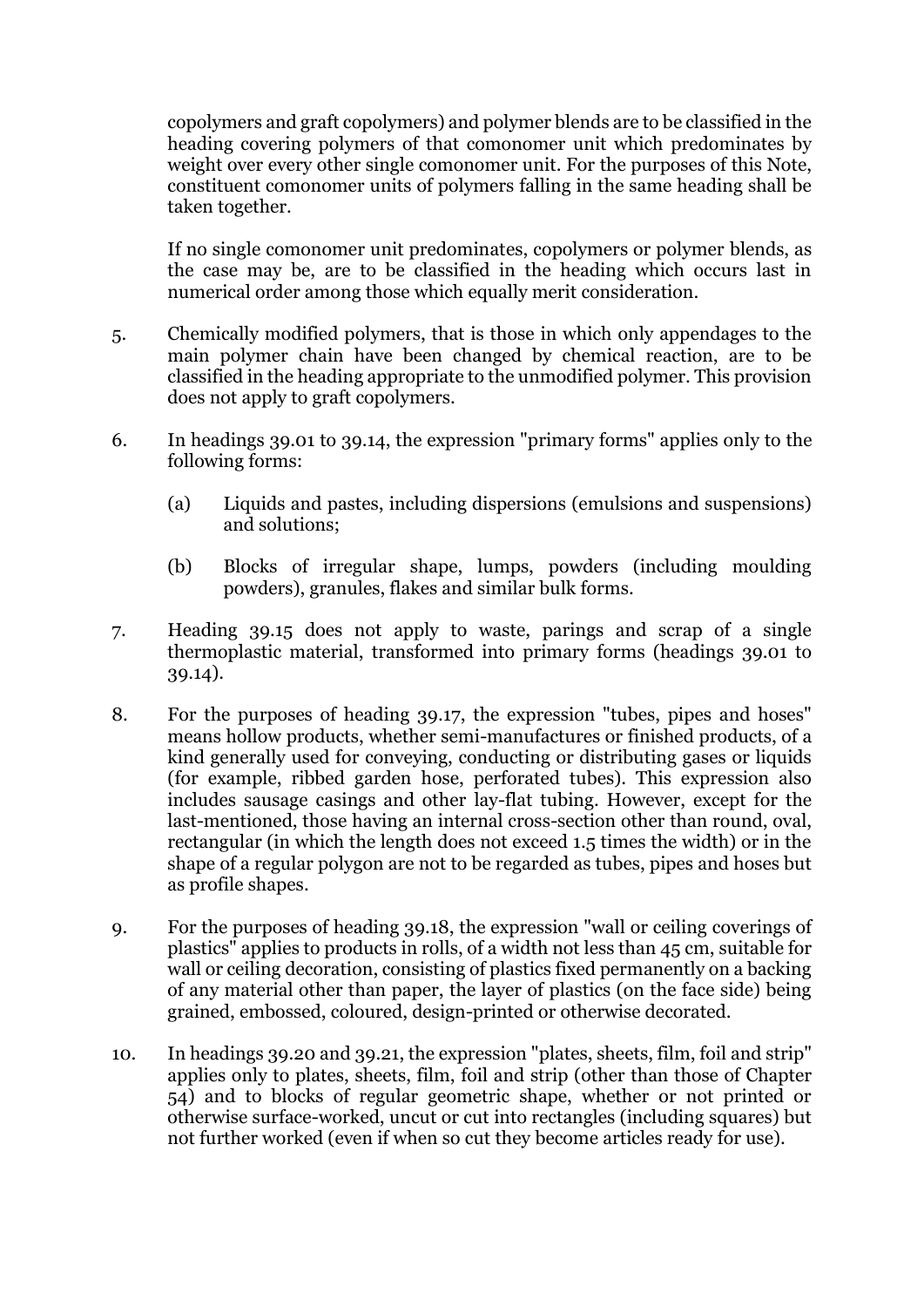copolymers and graft copolymers) and polymer blends are to be classified in the heading covering polymers of that comonomer unit which predominates by weight over every other single comonomer unit. For the purposes of this Note, constituent comonomer units of polymers falling in the same heading shall be taken together.

If no single comonomer unit predominates, copolymers or polymer blends, as the case may be, are to be classified in the heading which occurs last in numerical order among those which equally merit consideration.

5. Chemically modified polymers, that is those in which only appendages to the main polymer chain have been changed by chemical reaction, are to be classified in the heading appropriate to the unmodified polymer. This provision does not apply to graft copolymers.

6. In headings 39.01 to 39.14, the expression "primary forms" applies only to the following forms:

   (a) Liquids and pastes, including dispersions (emulsions and suspensions) and solutions;

   (b) Blocks of irregular shape, lumps, powders (including moulding powders), granules, flakes and similar bulk forms.

7. Heading 39.15 does not apply to waste, parings and scrap of a single thermoplastic material, transformed into primary forms (headings 39.01 to 39.14).

8. For the purposes of heading 39.17, the expression "tubes, pipes and hoses" means hollow products, whether semi-manufactures or finished products, of a kind generally used for conveying, conducting or distributing gases or liquids (for example, ribbed garden hose, perforated tubes). This expression also includes sausage casings and other lay-flat tubing. However, except for the last-mentioned, those having an internal cross-section other than round, oval, rectangular (in which the length does not exceed 1.5 times the width) or in the shape of a regular polygon are not to be regarded as tubes, pipes and hoses but as profile shapes.

9. For the purposes of heading 39.18, the expression "wall or ceiling coverings of plastics" applies to products in rolls, of a width not less than 45 cm, suitable for wall or ceiling decoration, consisting of plastics fixed permanently on a backing of any material other than paper, the layer of plastics (on the face side) being grained, embossed, coloured, design-printed or otherwise decorated.

10. In headings 39.20 and 39.21, the expression "plates, sheets, film, foil and strip" applies only to plates, sheets, film, foil and strip (other than those of Chapter 54) and to blocks of regular geometric shape, whether or not printed or otherwise surface-worked, uncut or cut into rectangles (including squares) but not further worked (even if when so cut they become articles ready for use).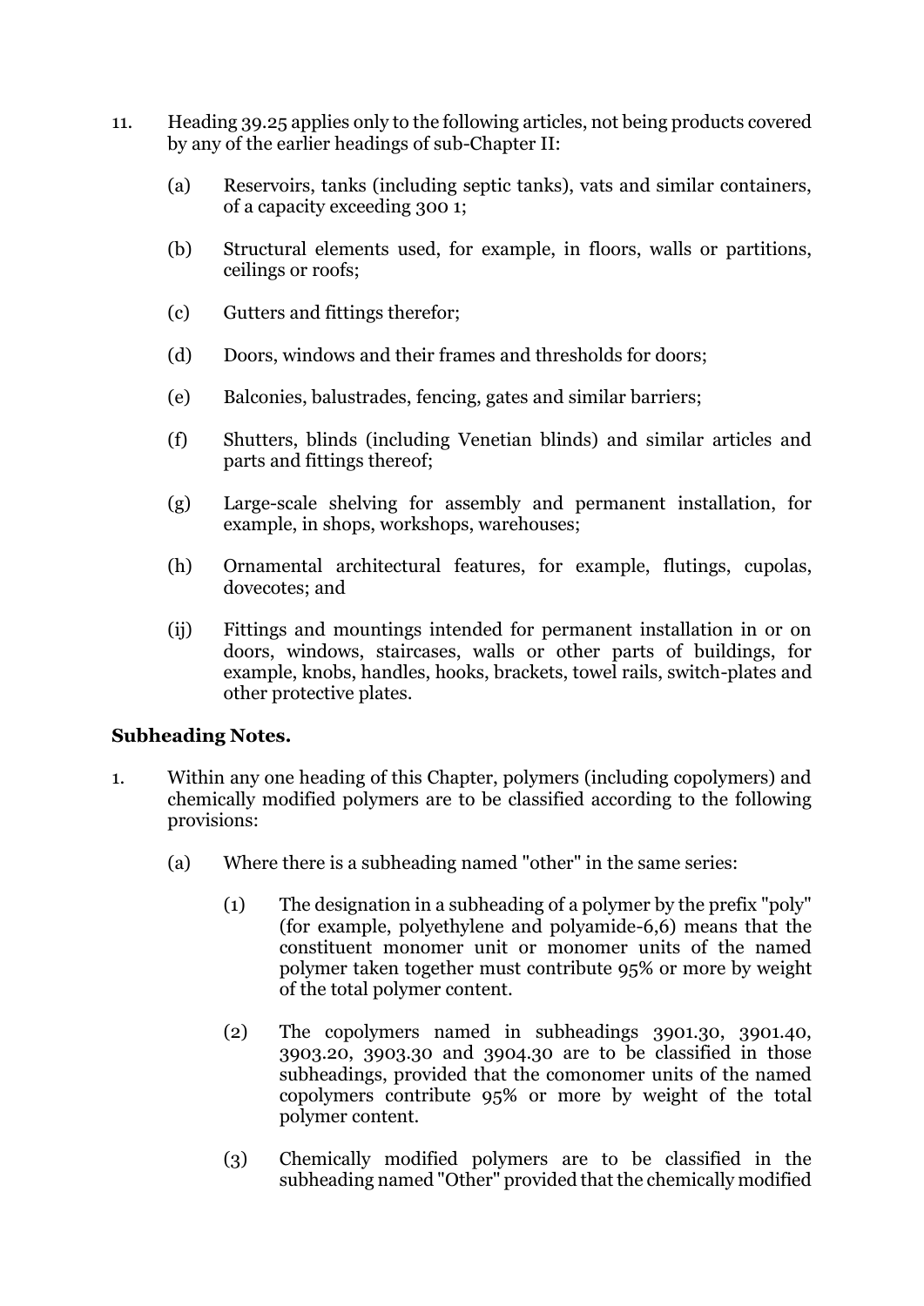11. Heading 39.25 applies only to the following articles, not being products covered by any of the earlier headings of sub-Chapter II:

    (a) Reservoirs, tanks (including septic tanks), vats and similar containers, of a capacity exceeding 300 1;

    (b) Structural elements used, for example, in floors, walls or partitions, ceilings or roofs;

    (c) Gutters and fittings therefor;

    (d) Doors, windows and their frames and thresholds for doors;

    (e) Balconies, balustrades, fencing, gates and similar barriers;

    (f) Shutters, blinds (including Venetian blinds) and similar articles and parts and fittings thereof;

    (g) Large-scale shelving for assembly and permanent installation, for example, in shops, workshops, warehouses;

    (h) Ornamental architectural features, for example, flutings, cupolas, dovecotes; and

    (ij) Fittings and mountings intended for permanent installation in or on doors, windows, staircases, walls or other parts of buildings, for example, knobs, handles, hooks, brackets, towel rails, switch-plates and other protective plates.

**Subheading Notes.**

1. Within any one heading of this Chapter, polymers (including copolymers) and chemically modified polymers are to be classified according to the following provisions:

    (a) Where there is a subheading named "other" in the same series:

        (1) The designation in a subheading of a polymer by the prefix "poly" (for example, polyethylene and polyamide-6,6) means that the constituent monomer unit or monomer units of the named polymer taken together must contribute 95% or more by weight of the total polymer content.

        (2) The copolymers named in subheadings 3901.30, 3901.40, 3903.20, 3903.30 and 3904.30 are to be classified in those subheadings, provided that the comonomer units of the named copolymers contribute 95% or more by weight of the total polymer content.

        (3) Chemically modified polymers are to be classified in the subheading named "Other" provided that the chemically modified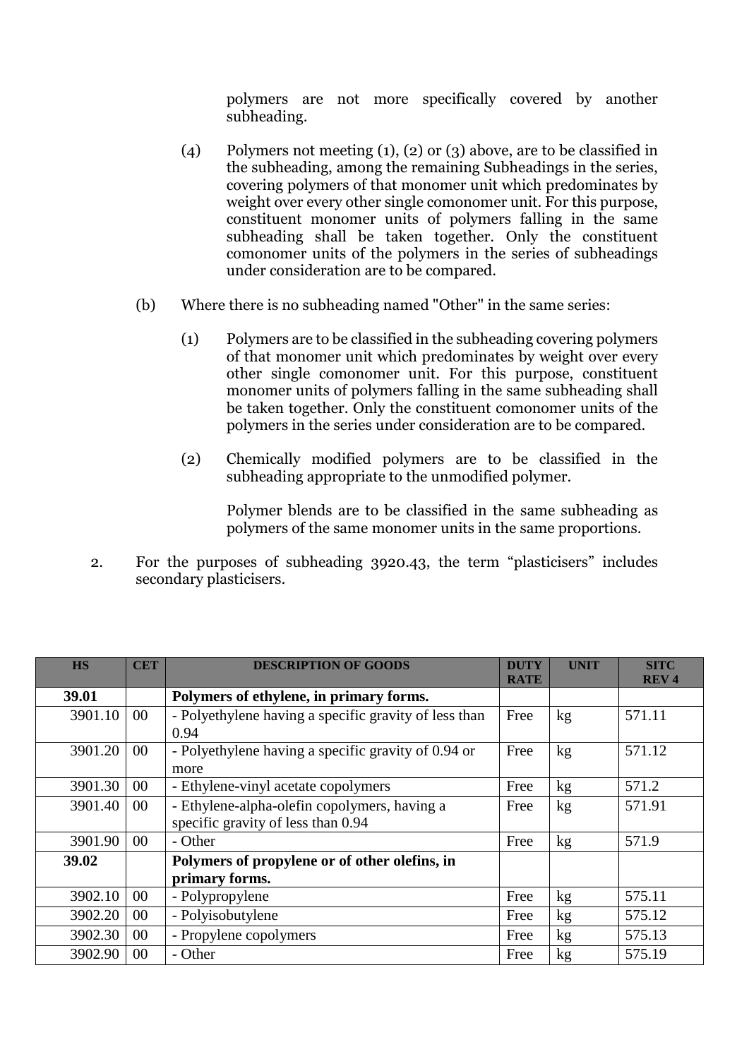polymers are not more specifically covered by another subheading.

(4) Polymers not meeting (1), (2) or (3) above, are to be classified in the subheading, among the remaining Subheadings in the series, covering polymers of that monomer unit which predominates by weight over every other single comonomer unit. For this purpose, constituent monomer units of polymers falling in the same subheading shall be taken together. Only the constituent comonomer units of the polymers in the series of subheadings under consideration are to be compared.

(b) Where there is no subheading named "Other" in the same series:

(1) Polymers are to be classified in the subheading covering polymers of that monomer unit which predominates by weight over every other single comonomer unit. For this purpose, constituent monomer units of polymers falling in the same subheading shall be taken together. Only the constituent comonomer units of the polymers in the series under consideration are to be compared.

(2) Chemically modified polymers are to be classified in the subheading appropriate to the unmodified polymer.

Polymer blends are to be classified in the same subheading as polymers of the same monomer units in the same proportions.

2. For the purposes of subheading 3920.43, the term “plasticisers” includes secondary plasticisers.

| HS | CET | DESCRIPTION OF GOODS | DUTY RATE | UNIT | SITC REV 4 |
|---|---|---|---|---|---|
| **39.01** | | **Polymers of ethylene, in primary forms.** | | | |
| 3901.10 | 00 | - Polyethylene having a specific gravity of less than 0.94 | Free | kg | 571.11 |
| 3901.20 | 00 | - Polyethylene having a specific gravity of 0.94 or more | Free | kg | 571.12 |
| 3901.30 | 00 | - Ethylene-vinyl acetate copolymers | Free | kg | 571.2 |
| 3901.40 | 00 | - Ethylene-alpha-olefin copolymers, having a specific gravity of less than 0.94 | Free | kg | 571.91 |
| 3901.90 | 00 | - Other | Free | kg | 571.9 |
| **39.02** | | **Polymers of propylene or of other olefins, in primary forms.** | | | |
| 3902.10 | 00 | - Polypropylene | Free | kg | 575.11 |
| 3902.20 | 00 | - Polyisobutylene | Free | kg | 575.12 |
| 3902.30 | 00 | - Propylene copolymers | Free | kg | 575.13 |
| 3902.90 | 00 | - Other | Free | kg | 575.19 |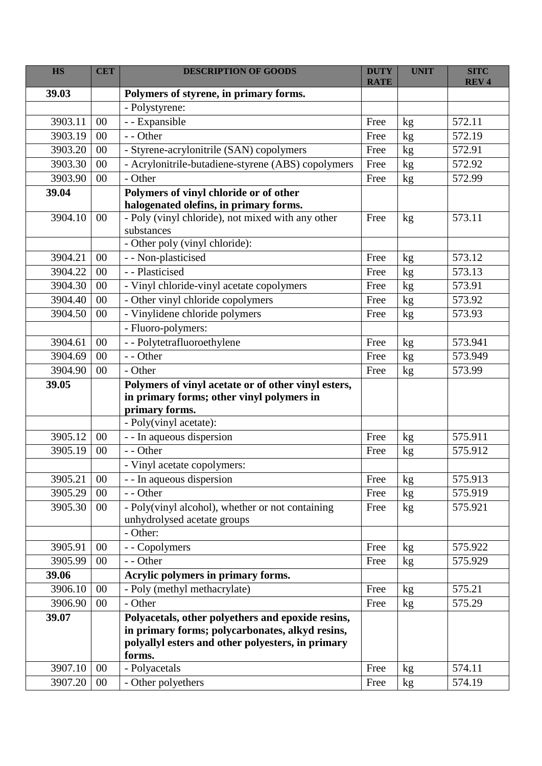| HS | CET | DESCRIPTION OF GOODS | DUTY RATE | UNIT | SITC REV 4 |
|---|---|---|---|---|---|
| **39.03** | | **Polymers of styrene, in primary forms.** | | | |
| | | - Polystyrene: | | | |
| 3903.11 | 00 | - - Expansible | Free | kg | 572.11 |
| 3903.19 | 00 | - - Other | Free | kg | 572.19 |
| 3903.20 | 00 | - Styrene-acrylonitrile (SAN) copolymers | Free | kg | 572.91 |
| 3903.30 | 00 | - Acrylonitrile-butadiene-styrene (ABS) copolymers | Free | kg | 572.92 |
| 3903.90 | 00 | - Other | Free | kg | 572.99 |
| **39.04** | | **Polymers of vinyl chloride or of other halogenated olefins, in primary forms.** | | | |
| 3904.10 | 00 | - Poly (vinyl chloride), not mixed with any other substances | Free | kg | 573.11 |
| | | - Other poly (vinyl chloride): | | | |
| 3904.21 | 00 | - - Non-plasticised | Free | kg | 573.12 |
| 3904.22 | 00 | - - Plasticised | Free | kg | 573.13 |
| 3904.30 | 00 | - Vinyl chloride-vinyl acetate copolymers | Free | kg | 573.91 |
| 3904.40 | 00 | - Other vinyl chloride copolymers | Free | kg | 573.92 |
| 3904.50 | 00 | - Vinylidene chloride polymers | Free | kg | 573.93 |
| | | - Fluoro-polymers: | | | |
| 3904.61 | 00 | - - Polytetrafluoroethylene | Free | kg | 573.941 |
| 3904.69 | 00 | - - Other | Free | kg | 573.949 |
| 3904.90 | 00 | - Other | Free | kg | 573.99 |
| **39.05** | | **Polymers of vinyl acetate or of other vinyl esters, in primary forms; other vinyl polymers in primary forms.** | | | |
| | | - Poly(vinyl acetate): | | | |
| 3905.12 | 00 | - - In aqueous dispersion | Free | kg | 575.911 |
| 3905.19 | 00 | - - Other | Free | kg | 575.912 |
| | | - Vinyl acetate copolymers: | | | |
| 3905.21 | 00 | - - In aqueous dispersion | Free | kg | 575.913 |
| 3905.29 | 00 | - - Other | Free | kg | 575.919 |
| 3905.30 | 00 | - Poly(vinyl alcohol), whether or not containing unhydrolysed acetate groups | Free | kg | 575.921 |
| | | - Other: | | | |
| 3905.91 | 00 | - - Copolymers | Free | kg | 575.922 |
| 3905.99 | 00 | - - Other | Free | kg | 575.929 |
| **39.06** | | **Acrylic polymers in primary forms.** | | | |
| 3906.10 | 00 | - Poly (methyl methacrylate) | Free | kg | 575.21 |
| 3906.90 | 00 | - Other | Free | kg | 575.29 |
| **39.07** | | **Polyacetals, other polyethers and epoxide resins, in primary forms; polycarbonates, alkyd resins, polyallyl esters and other polyesters, in primary forms.** | | | |
| 3907.10 | 00 | - Polyacetals | Free | kg | 574.11 |
| 3907.20 | 00 | - Other polyethers | Free | kg | 574.19 |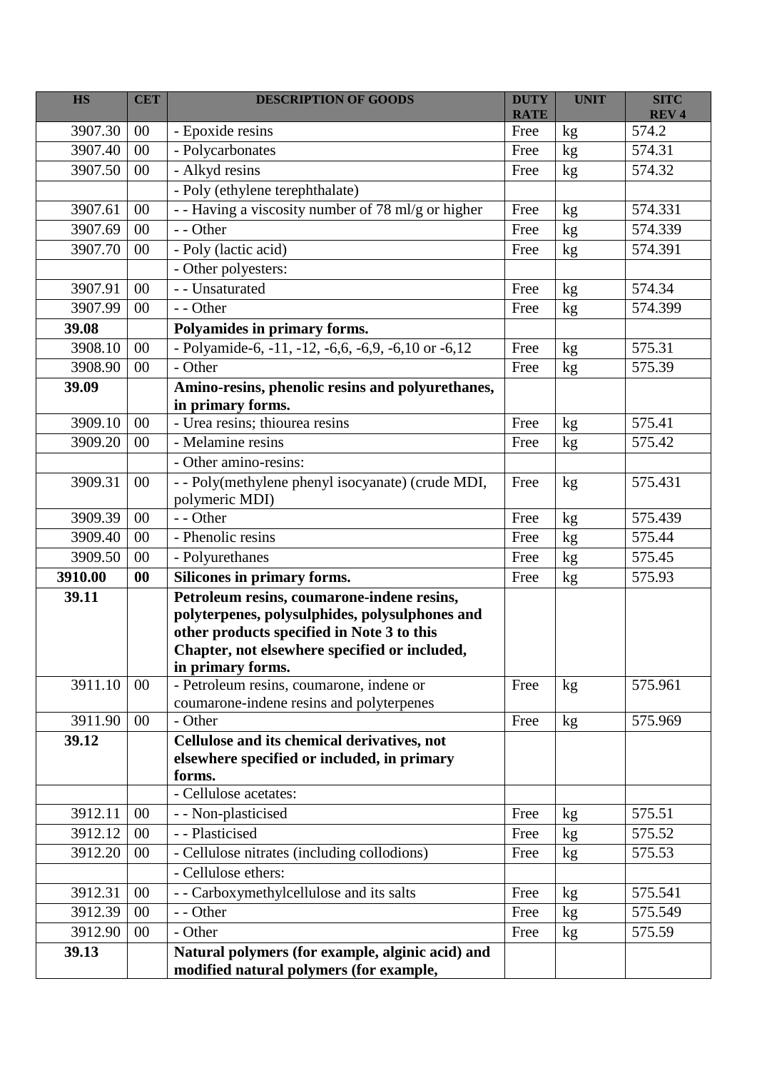| HS | CET | DESCRIPTION OF GOODS | DUTY RATE | UNIT | SITC REV 4 |
|---|---|---|---|---|---|
| 3907.30 | 00 | - Epoxide resins | Free | kg | 574.2 |
| 3907.40 | 00 | - Polycarbonates | Free | kg | 574.31 |
| 3907.50 | 00 | - Alkyd resins | Free | kg | 574.32 |
| | | - Poly (ethylene terephthalate) | | | |
| 3907.61 | 00 | - - Having a viscosity number of 78 ml/g or higher | Free | kg | 574.331 |
| 3907.69 | 00 | - - Other | Free | kg | 574.339 |
| 3907.70 | 00 | - Poly (lactic acid) | Free | kg | 574.391 |
| | | - Other polyesters: | | | |
| 3907.91 | 00 | - - Unsaturated | Free | kg | 574.34 |
| 3907.99 | 00 | - - Other | Free | kg | 574.399 |
| **39.08** | | **Polyamides in primary forms.** | | | |
| 3908.10 | 00 | - Polyamide-6, -11, -12, -6,6, -6,9, -6,10 or -6,12 | Free | kg | 575.31 |
| 3908.90 | 00 | - Other | Free | kg | 575.39 |
| **39.09** | | **Amino-resins, phenolic resins and polyurethanes, in primary forms.** | | | |
| 3909.10 | 00 | - Urea resins; thiourea resins | Free | kg | 575.41 |
| 3909.20 | 00 | - Melamine resins | Free | kg | 575.42 |
| | | - Other amino-resins: | | | |
| 3909.31 | 00 | - - Poly(methylene phenyl isocyanate) (crude MDI, polymeric MDI) | Free | kg | 575.431 |
| 3909.39 | 00 | - - Other | Free | kg | 575.439 |
| 3909.40 | 00 | - Phenolic resins | Free | kg | 575.44 |
| 3909.50 | 00 | - Polyurethanes | Free | kg | 575.45 |
| **3910.00** | **00** | **Silicones in primary forms.** | Free | kg | 575.93 |
| **39.11** | | **Petroleum resins, coumarone-indene resins, polyterpenes, polysulphides, polysulphones and other products specified in Note 3 to this Chapter, not elsewhere specified or included, in primary forms.** | | | |
| 3911.10 | 00 | - Petroleum resins, coumarone, indene or coumarone-indene resins and polyterpenes | Free | kg | 575.961 |
| 3911.90 | 00 | - Other | Free | kg | 575.969 |
| **39.12** | | **Cellulose and its chemical derivatives, not elsewhere specified or included, in primary forms.** | | | |
| | | - Cellulose acetates: | | | |
| 3912.11 | 00 | - - Non-plasticised | Free | kg | 575.51 |
| 3912.12 | 00 | - - Plasticised | Free | kg | 575.52 |
| 3912.20 | 00 | - Cellulose nitrates (including collodions) | Free | kg | 575.53 |
| | | - Cellulose ethers: | | | |
| 3912.31 | 00 | - - Carboxymethylcellulose and its salts | Free | kg | 575.541 |
| 3912.39 | 00 | - - Other | Free | kg | 575.549 |
| 3912.90 | 00 | - Other | Free | kg | 575.59 |
| **39.13** | | **Natural polymers (for example, alginic acid) and modified natural polymers (for example,** | | | |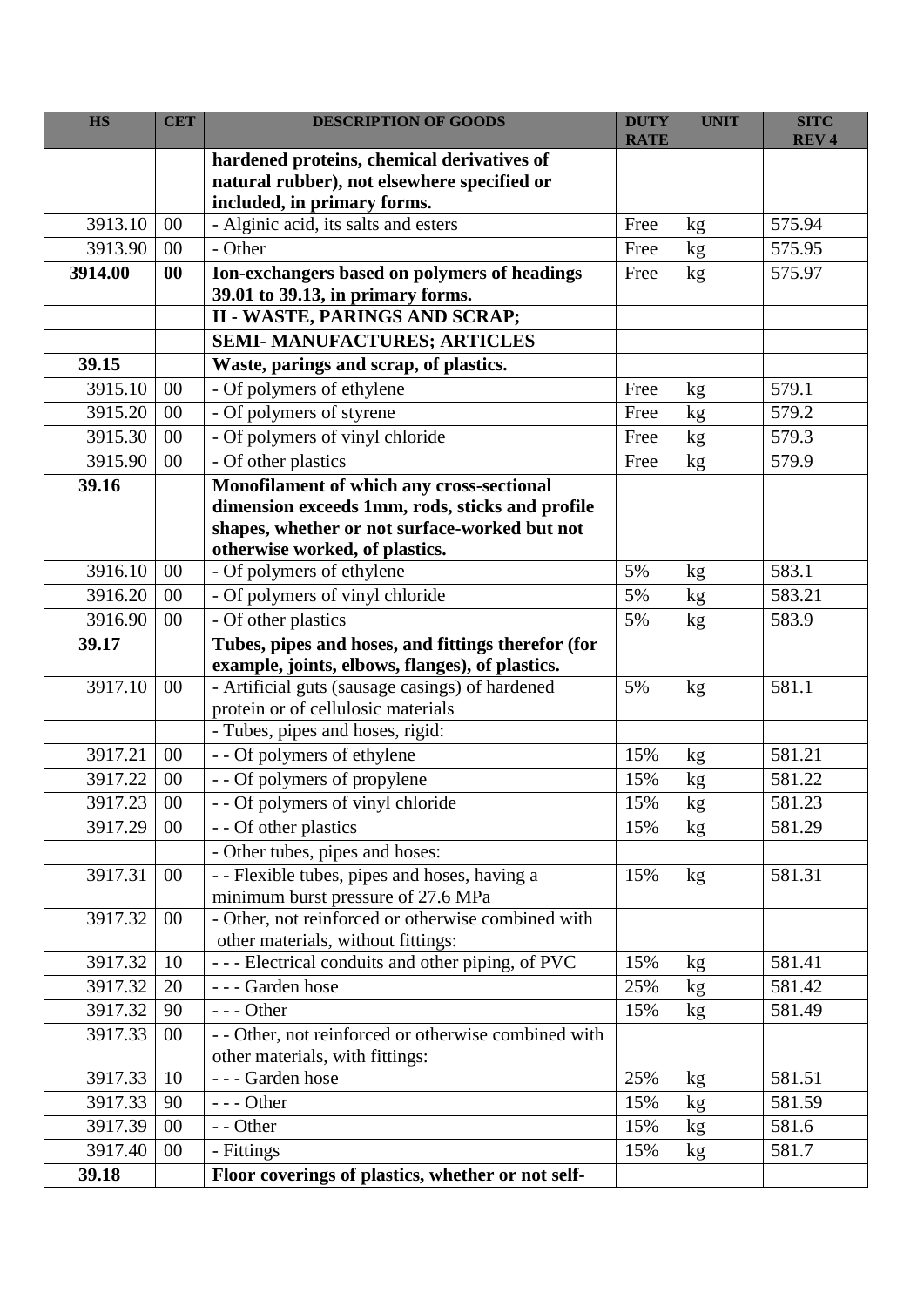| HS | CET | DESCRIPTION OF GOODS | DUTY RATE | UNIT | SITC REV 4 |
|---|---|---|---|---|---|
| | | **hardened proteins, chemical derivatives of natural rubber), not elsewhere specified or included, in primary forms.** | | | |
| 3913.10 | 00 | - Alginic acid, its salts and esters | Free | kg | 575.94 |
| 3913.90 | 00 | - Other | Free | kg | 575.95 |
| **3914.00** | **00** | **Ion-exchangers based on polymers of headings 39.01 to 39.13, in primary forms.** | Free | kg | 575.97 |
| | | **II - WASTE, PARINGS AND SCRAP;** | | | |
| | | **SEMI- MANUFACTURES; ARTICLES** | | | |
| **39.15** | | **Waste, parings and scrap, of plastics.** | | | |
| 3915.10 | 00 | - Of polymers of ethylene | Free | kg | 579.1 |
| 3915.20 | 00 | - Of polymers of styrene | Free | kg | 579.2 |
| 3915.30 | 00 | - Of polymers of vinyl chloride | Free | kg | 579.3 |
| 3915.90 | 00 | - Of other plastics | Free | kg | 579.9 |
| **39.16** | | **Monofilament of which any cross-sectional dimension exceeds 1mm, rods, sticks and profile shapes, whether or not surface-worked but not otherwise worked, of plastics.** | | | |
| 3916.10 | 00 | - Of polymers of ethylene | 5% | kg | 583.1 |
| 3916.20 | 00 | - Of polymers of vinyl chloride | 5% | kg | 583.21 |
| 3916.90 | 00 | - Of other plastics | 5% | kg | 583.9 |
| **39.17** | | **Tubes, pipes and hoses, and fittings therefor (for example, joints, elbows, flanges), of plastics.** | | | |
| 3917.10 | 00 | - Artificial guts (sausage casings) of hardened protein or of cellulosic materials | 5% | kg | 581.1 |
| | | - Tubes, pipes and hoses, rigid: | | | |
| 3917.21 | 00 | - - Of polymers of ethylene | 15% | kg | 581.21 |
| 3917.22 | 00 | - - Of polymers of propylene | 15% | kg | 581.22 |
| 3917.23 | 00 | - - Of polymers of vinyl chloride | 15% | kg | 581.23 |
| 3917.29 | 00 | - - Of other plastics | 15% | kg | 581.29 |
| | | - Other tubes, pipes and hoses: | | | |
| 3917.31 | 00 | - - Flexible tubes, pipes and hoses, having a minimum burst pressure of 27.6 MPa | 15% | kg | 581.31 |
| 3917.32 | 00 | - Other, not reinforced or otherwise combined with other materials, without fittings: | | | |
| 3917.32 | 10 | - - - Electrical conduits and other piping, of PVC | 15% | kg | 581.41 |
| 3917.32 | 20 | - - - Garden hose | 25% | kg | 581.42 |
| 3917.32 | 90 | - - - Other | 15% | kg | 581.49 |
| 3917.33 | 00 | - - Other, not reinforced or otherwise combined with other materials, with fittings: | | | |
| 3917.33 | 10 | - - - Garden hose | 25% | kg | 581.51 |
| 3917.33 | 90 | - - - Other | 15% | kg | 581.59 |
| 3917.39 | 00 | - - Other | 15% | kg | 581.6 |
| 3917.40 | 00 | - Fittings | 15% | kg | 581.7 |
| **39.18** | | **Floor coverings of plastics, whether or not self-** | | | |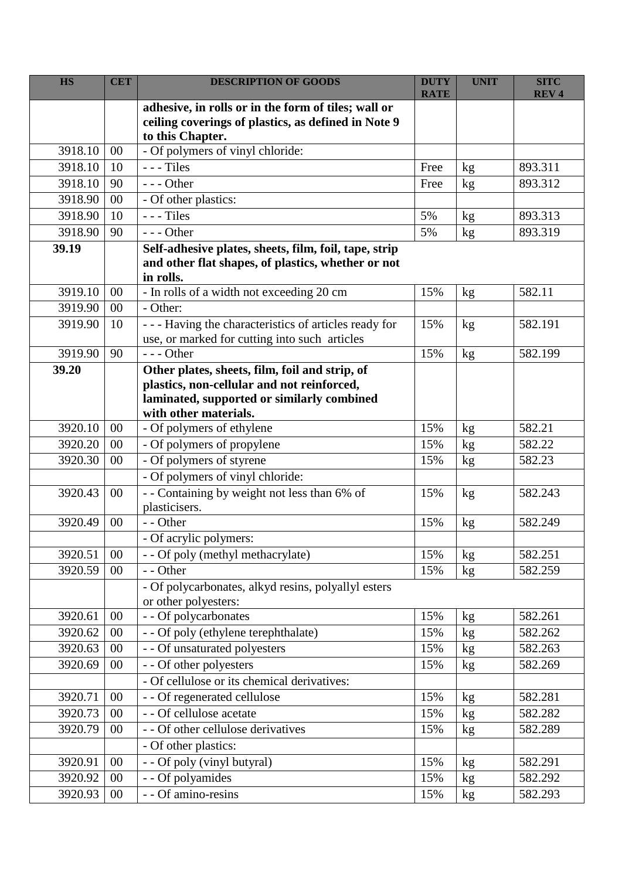| HS | CET | DESCRIPTION OF GOODS | DUTY RATE | UNIT | SITC REV 4 |
|---|---|---|---|---|---|
| | | **adhesive, in rolls or in the form of tiles; wall or ceiling coverings of plastics, as defined in Note 9 to this Chapter.** | | | |
| 3918.10 | 00 | - Of polymers of vinyl chloride: | | | |
| 3918.10 | 10 | - - - Tiles | Free | kg | 893.311 |
| 3918.10 | 90 | - - - Other | Free | kg | 893.312 |
| 3918.90 | 00 | - Of other plastics: | | | |
| 3918.90 | 10 | - - - Tiles | 5% | kg | 893.313 |
| 3918.90 | 90 | - - - Other | 5% | kg | 893.319 |
| **39.19** | | **Self-adhesive plates, sheets, film, foil, tape, strip and other flat shapes, of plastics, whether or not in rolls.** | | | |
| 3919.10 | 00 | - In rolls of a width not exceeding 20 cm | 15% | kg | 582.11 |
| 3919.90 | 00 | - Other: | | | |
| 3919.90 | 10 | - - - Having the characteristics of articles ready for use, or marked for cutting into such articles | 15% | kg | 582.191 |
| 3919.90 | 90 | - - - Other | 15% | kg | 582.199 |
| **39.20** | | **Other plates, sheets, film, foil and strip, of plastics, non-cellular and not reinforced, laminated, supported or similarly combined with other materials.** | | | |
| 3920.10 | 00 | - Of polymers of ethylene | 15% | kg | 582.21 |
| 3920.20 | 00 | - Of polymers of propylene | 15% | kg | 582.22 |
| 3920.30 | 00 | - Of polymers of styrene | 15% | kg | 582.23 |
| | | - Of polymers of vinyl chloride: | | | |
| 3920.43 | 00 | - - Containing by weight not less than 6% of plasticisers. | 15% | kg | 582.243 |
| 3920.49 | 00 | - - Other | 15% | kg | 582.249 |
| | | - Of acrylic polymers: | | | |
| 3920.51 | 00 | - - Of poly (methyl methacrylate) | 15% | kg | 582.251 |
| 3920.59 | 00 | - - Other | 15% | kg | 582.259 |
| | | - Of polycarbonates, alkyd resins, polyallyl esters or other polyesters: | | | |
| 3920.61 | 00 | - - Of polycarbonates | 15% | kg | 582.261 |
| 3920.62 | 00 | - - Of poly (ethylene terephthalate) | 15% | kg | 582.262 |
| 3920.63 | 00 | - - Of unsaturated polyesters | 15% | kg | 582.263 |
| 3920.69 | 00 | - - Of other polyesters | 15% | kg | 582.269 |
| | | - Of cellulose or its chemical derivatives: | | | |
| 3920.71 | 00 | - - Of regenerated cellulose | 15% | kg | 582.281 |
| 3920.73 | 00 | - - Of cellulose acetate | 15% | kg | 582.282 |
| 3920.79 | 00 | - - Of other cellulose derivatives | 15% | kg | 582.289 |
| | | - Of other plastics: | | | |
| 3920.91 | 00 | - - Of poly (vinyl butyral) | 15% | kg | 582.291 |
| 3920.92 | 00 | - - Of polyamides | 15% | kg | 582.292 |
| 3920.93 | 00 | - - Of amino-resins | 15% | kg | 582.293 |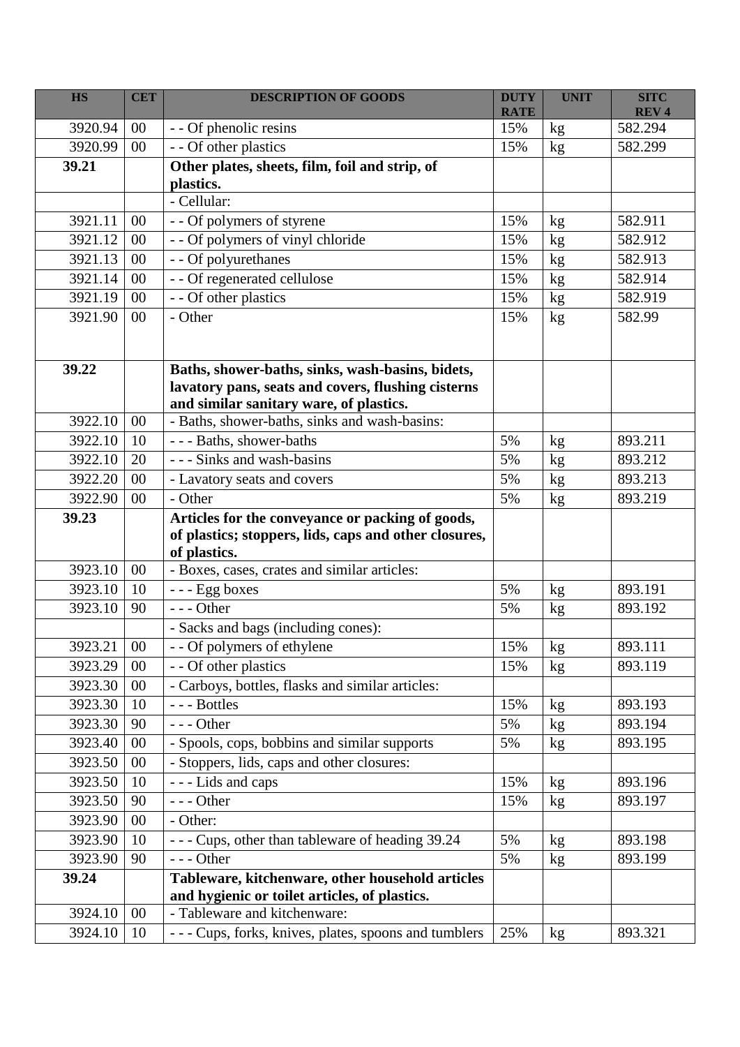| HS | CET | DESCRIPTION OF GOODS | DUTY RATE | UNIT | SITC REV 4 |
|---|---|---|---|---|---|
| 3920.94 | 00 | - - Of phenolic resins | 15% | kg | 582.294 |
| 3920.99 | 00 | - - Of other plastics | 15% | kg | 582.299 |
| **39.21** | | **Other plates, sheets, film, foil and strip, of plastics.** | | | |
| | | - Cellular: | | | |
| 3921.11 | 00 | - - Of polymers of styrene | 15% | kg | 582.911 |
| 3921.12 | 00 | - - Of polymers of vinyl chloride | 15% | kg | 582.912 |
| 3921.13 | 00 | - - Of polyurethanes | 15% | kg | 582.913 |
| 3921.14 | 00 | - - Of regenerated cellulose | 15% | kg | 582.914 |
| 3921.19 | 00 | - - Of other plastics | 15% | kg | 582.919 |
| 3921.90 | 00 | - Other | 15% | kg | 582.99 |
| **39.22** | | **Baths, shower-baths, sinks, wash-basins, bidets, lavatory pans, seats and covers, flushing cisterns and similar sanitary ware, of plastics.** | | | |
| 3922.10 | 00 | - Baths, shower-baths, sinks and wash-basins: | | | |
| 3922.10 | 10 | - - - Baths, shower-baths | 5% | kg | 893.211 |
| 3922.10 | 20 | - - - Sinks and wash-basins | 5% | kg | 893.212 |
| 3922.20 | 00 | - Lavatory seats and covers | 5% | kg | 893.213 |
| 3922.90 | 00 | - Other | 5% | kg | 893.219 |
| **39.23** | | **Articles for the conveyance or packing of goods, of plastics; stoppers, lids, caps and other closures, of plastics.** | | | |
| 3923.10 | 00 | - Boxes, cases, crates and similar articles: | | | |
| 3923.10 | 10 | - - - Egg boxes | 5% | kg | 893.191 |
| 3923.10 | 90 | - - - Other | 5% | kg | 893.192 |
| | | - Sacks and bags (including cones): | | | |
| 3923.21 | 00 | - - Of polymers of ethylene | 15% | kg | 893.111 |
| 3923.29 | 00 | - - Of other plastics | 15% | kg | 893.119 |
| 3923.30 | 00 | - Carboys, bottles, flasks and similar articles: | | | |
| 3923.30 | 10 | - - - Bottles | 15% | kg | 893.193 |
| 3923.30 | 90 | - - - Other | 5% | kg | 893.194 |
| 3923.40 | 00 | - Spools, cops, bobbins and similar supports | 5% | kg | 893.195 |
| 3923.50 | 00 | - Stoppers, lids, caps and other closures: | | | |
| 3923.50 | 10 | - - - Lids and caps | 15% | kg | 893.196 |
| 3923.50 | 90 | - - - Other | 15% | kg | 893.197 |
| 3923.90 | 00 | - Other: | | | |
| 3923.90 | 10 | - - - Cups, other than tableware of heading 39.24 | 5% | kg | 893.198 |
| 3923.90 | 90 | - - - Other | 5% | kg | 893.199 |
| **39.24** | | **Tableware, kitchenware, other household articles and hygienic or toilet articles, of plastics.** | | | |
| 3924.10 | 00 | - Tableware and kitchenware: | | | |
| 3924.10 | 10 | - - - Cups, forks, knives, plates, spoons and tumblers | 25% | kg | 893.321 |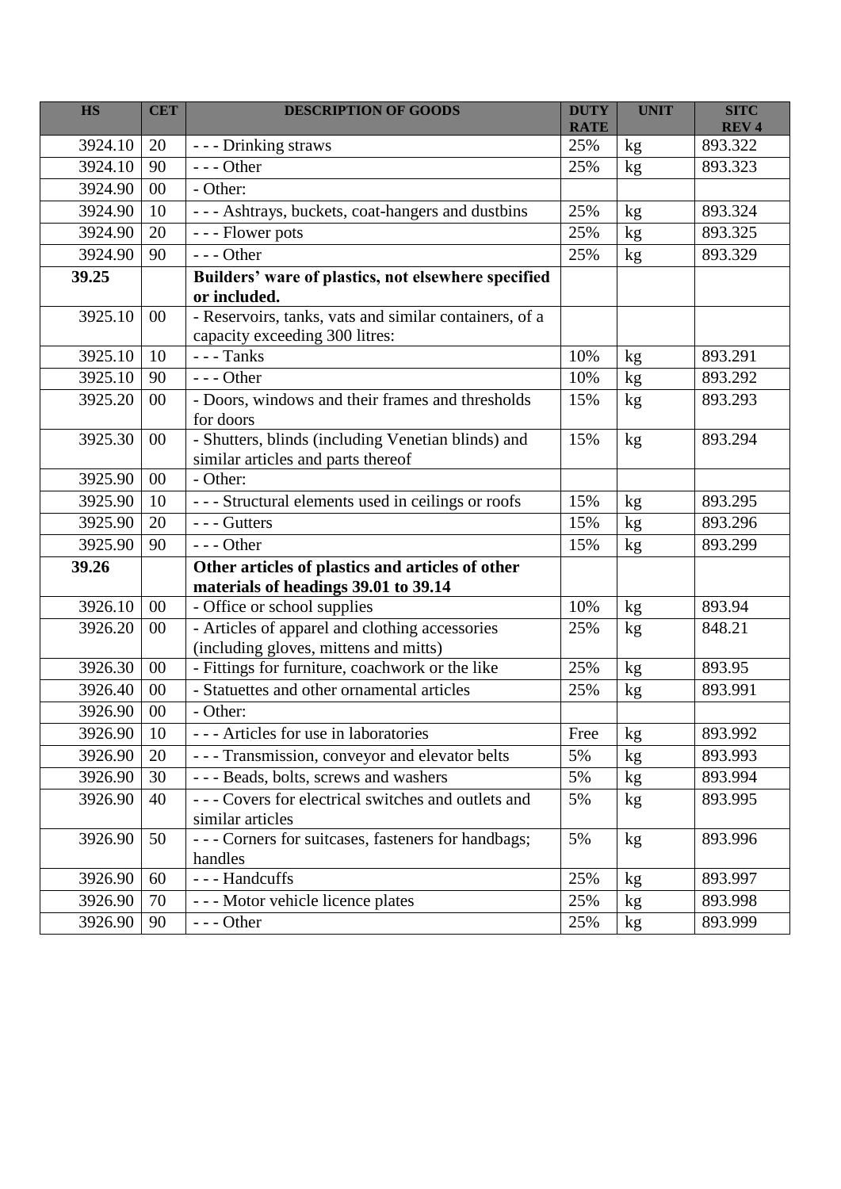| HS | CET | DESCRIPTION OF GOODS | DUTY RATE | UNIT | SITC REV 4 |
|---|---|---|---|---|---|
| 3924.10 | 20 | - - - Drinking straws | 25% | kg | 893.322 |
| 3924.10 | 90 | - - - Other | 25% | kg | 893.323 |
| 3924.90 | 00 | - Other: | | | |
| 3924.90 | 10 | - - - Ashtrays, buckets, coat-hangers and dustbins | 25% | kg | 893.324 |
| 3924.90 | 20 | - - - Flower pots | 25% | kg | 893.325 |
| 3924.90 | 90 | - - - Other | 25% | kg | 893.329 |
| **39.25** | | **Builders' ware of plastics, not elsewhere specified or included.** | | | |
| 3925.10 | 00 | - Reservoirs, tanks, vats and similar containers, of a capacity exceeding 300 litres: | | | |
| 3925.10 | 10 | - - - Tanks | 10% | kg | 893.291 |
| 3925.10 | 90 | - - - Other | 10% | kg | 893.292 |
| 3925.20 | 00 | - Doors, windows and their frames and thresholds for doors | 15% | kg | 893.293 |
| 3925.30 | 00 | - Shutters, blinds (including Venetian blinds) and similar articles and parts thereof | 15% | kg | 893.294 |
| 3925.90 | 00 | - Other: | | | |
| 3925.90 | 10 | - - - Structural elements used in ceilings or roofs | 15% | kg | 893.295 |
| 3925.90 | 20 | - - - Gutters | 15% | kg | 893.296 |
| 3925.90 | 90 | - - - Other | 15% | kg | 893.299 |
| **39.26** | | **Other articles of plastics and articles of other materials of headings 39.01 to 39.14** | | | |
| 3926.10 | 00 | - Office or school supplies | 10% | kg | 893.94 |
| 3926.20 | 00 | - Articles of apparel and clothing accessories (including gloves, mittens and mitts) | 25% | kg | 848.21 |
| 3926.30 | 00 | - Fittings for furniture, coachwork or the like | 25% | kg | 893.95 |
| 3926.40 | 00 | - Statuettes and other ornamental articles | 25% | kg | 893.991 |
| 3926.90 | 00 | - Other: | | | |
| 3926.90 | 10 | - - - Articles for use in laboratories | Free | kg | 893.992 |
| 3926.90 | 20 | - - - Transmission, conveyor and elevator belts | 5% | kg | 893.993 |
| 3926.90 | 30 | - - - Beads, bolts, screws and washers | 5% | kg | 893.994 |
| 3926.90 | 40 | - - - Covers for electrical switches and outlets and similar articles | 5% | kg | 893.995 |
| 3926.90 | 50 | - - - Corners for suitcases, fasteners for handbags; handles | 5% | kg | 893.996 |
| 3926.90 | 60 | - - - Handcuffs | 25% | kg | 893.997 |
| 3926.90 | 70 | - - - Motor vehicle licence plates | 25% | kg | 893.998 |
| 3926.90 | 90 | - - - Other | 25% | kg | 893.999 |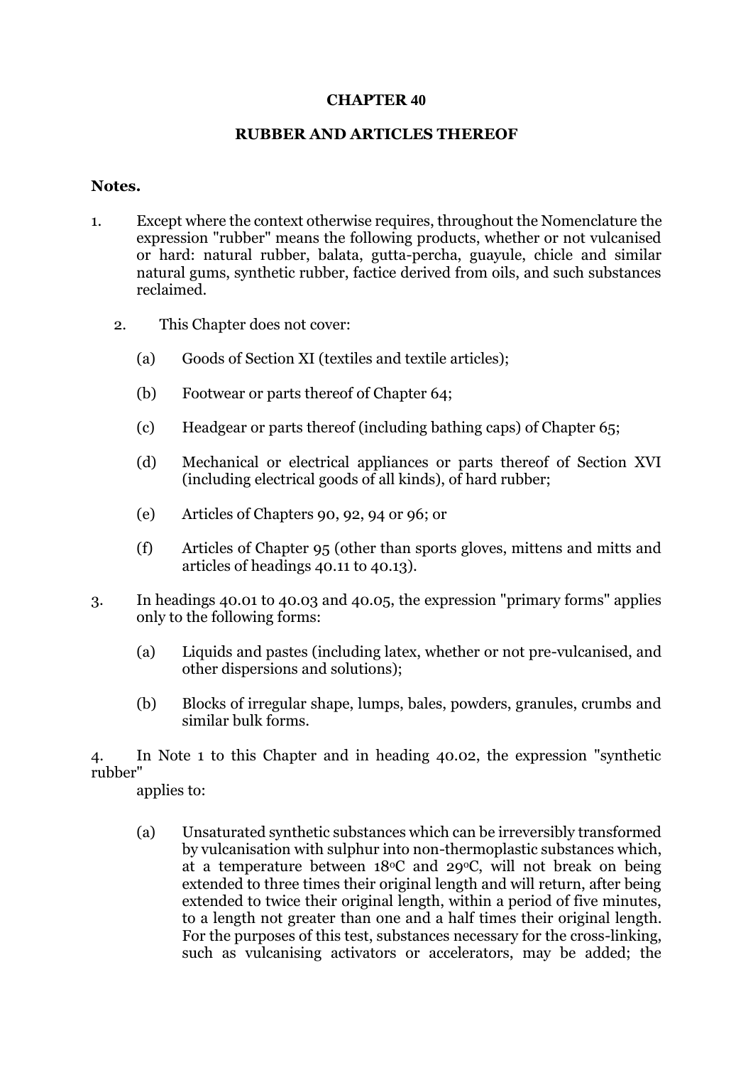# CHAPTER 40

## RUBBER AND ARTICLES THEREOF

**Notes.**

1. Except where the context otherwise requires, throughout the Nomenclature the expression "rubber" means the following products, whether or not vulcanised or hard: natural rubber, balata, gutta-percha, guayule, chicle and similar natural gums, synthetic rubber, factice derived from oils, and such substances reclaimed.

2. This Chapter does not cover:

   (a) Goods of Section XI (textiles and textile articles);

   (b) Footwear or parts thereof of Chapter 64;

   (c) Headgear or parts thereof (including bathing caps) of Chapter 65;

   (d) Mechanical or electrical appliances or parts thereof of Section XVI (including electrical goods of all kinds), of hard rubber;

   (e) Articles of Chapters 90, 92, 94 or 96; or

   (f) Articles of Chapter 95 (other than sports gloves, mittens and mitts and articles of headings 40.11 to 40.13).

3. In headings 40.01 to 40.03 and 40.05, the expression "primary forms" applies only to the following forms:

   (a) Liquids and pastes (including latex, whether or not pre-vulcanised, and other dispersions and solutions);

   (b) Blocks of irregular shape, lumps, bales, powders, granules, crumbs and similar bulk forms.

4. In Note 1 to this Chapter and in heading 40.02, the expression "synthetic rubber" applies to:

   (a) Unsaturated synthetic substances which can be irreversibly transformed by vulcanisation with sulphur into non-thermoplastic substances which, at a temperature between 18°C and 29°C, will not break on being extended to three times their original length and will return, after being extended to twice their original length, within a period of five minutes, to a length not greater than one and a half times their original length. For the purposes of this test, substances necessary for the cross-linking, such as vulcanising activators or accelerators, may be added; the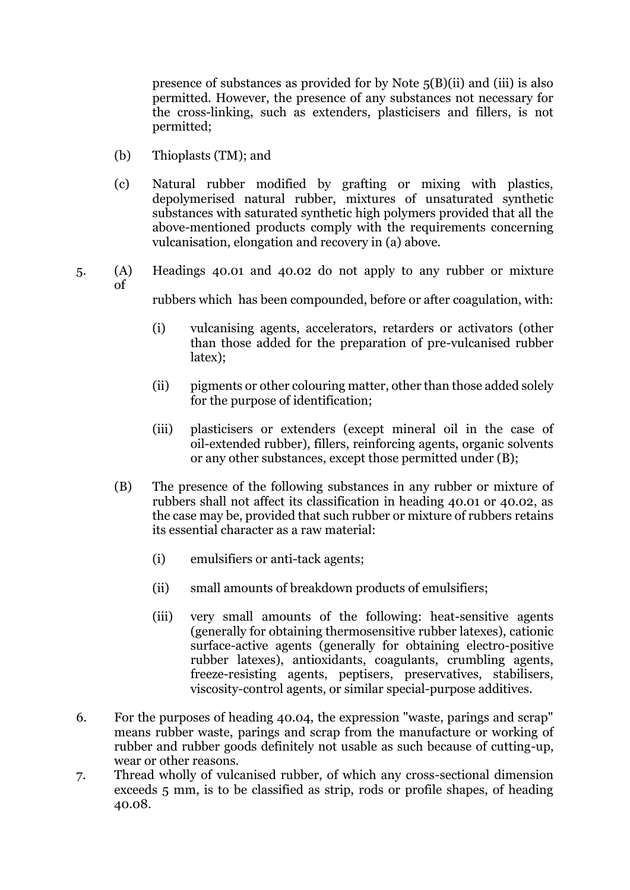presence of substances as provided for by Note 5(B)(ii) and (iii) is also permitted. However, the presence of any substances not necessary for the cross-linking, such as extenders, plasticisers and fillers, is not permitted;

(b) Thioplasts (TM); and

(c) Natural rubber modified by grafting or mixing with plastics, depolymerised natural rubber, mixtures of unsaturated synthetic substances with saturated synthetic high polymers provided that all the above-mentioned products comply with the requirements concerning vulcanisation, elongation and recovery in (a) above.

5. (A) Headings 40.01 and 40.02 do not apply to any rubber or mixture of rubbers which has been compounded, before or after coagulation, with:

   (i) vulcanising agents, accelerators, retarders or activators (other than those added for the preparation of pre-vulcanised rubber latex);

   (ii) pigments or other colouring matter, other than those added solely for the purpose of identification;

   (iii) plasticisers or extenders (except mineral oil in the case of oil-extended rubber), fillers, reinforcing agents, organic solvents or any other substances, except those permitted under (B);

   (B) The presence of the following substances in any rubber or mixture of rubbers shall not affect its classification in heading 40.01 or 40.02, as the case may be, provided that such rubber or mixture of rubbers retains its essential character as a raw material:

   (i) emulsifiers or anti-tack agents;

   (ii) small amounts of breakdown products of emulsifiers;

   (iii) very small amounts of the following: heat-sensitive agents (generally for obtaining thermosensitive rubber latexes), cationic surface-active agents (generally for obtaining electro-positive rubber latexes), antioxidants, coagulants, crumbling agents, freeze-resisting agents, peptisers, preservatives, stabilisers, viscosity-control agents, or similar special-purpose additives.

6. For the purposes of heading 40.04, the expression "waste, parings and scrap" means rubber waste, parings and scrap from the manufacture or working of rubber and rubber goods definitely not usable as such because of cutting-up, wear or other reasons.

7. Thread wholly of vulcanised rubber, of which any cross-sectional dimension exceeds 5 mm, is to be classified as strip, rods or profile shapes, of heading 40.08.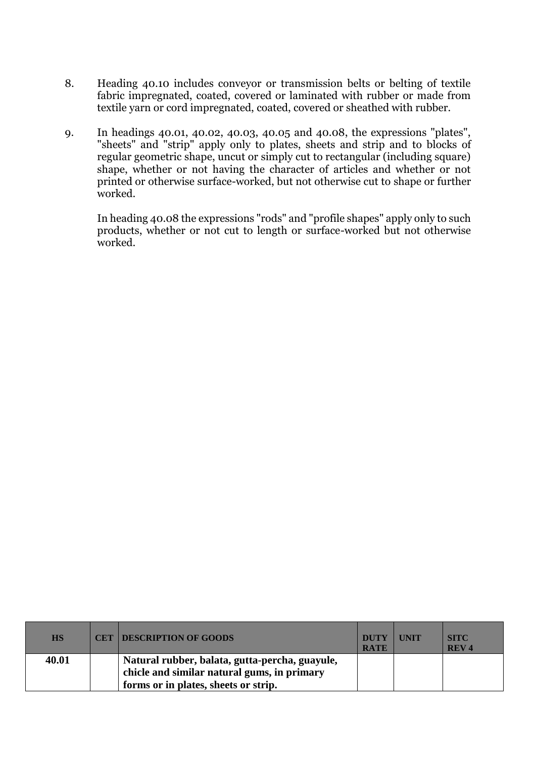8. Heading 40.10 includes conveyor or transmission belts or belting of textile fabric impregnated, coated, covered or laminated with rubber or made from textile yarn or cord impregnated, coated, covered or sheathed with rubber.

9. In headings 40.01, 40.02, 40.03, 40.05 and 40.08, the expressions "plates", "sheets" and "strip" apply only to plates, sheets and strip and to blocks of regular geometric shape, uncut or simply cut to rectangular (including square) shape, whether or not having the character of articles and whether or not printed or otherwise surface-worked, but not otherwise cut to shape or further worked.

   In heading 40.08 the expressions "rods" and "profile shapes" apply only to such products, whether or not cut to length or surface-worked but not otherwise worked.

| HS | CET | DESCRIPTION OF GOODS | DUTY RATE | UNIT | SITC REV 4 |
|---|---|---|---|---|---|
| **40.01** | | **Natural rubber, balata, gutta-percha, guayule, chicle and similar natural gums, in primary forms or in plates, sheets or strip.** | | | |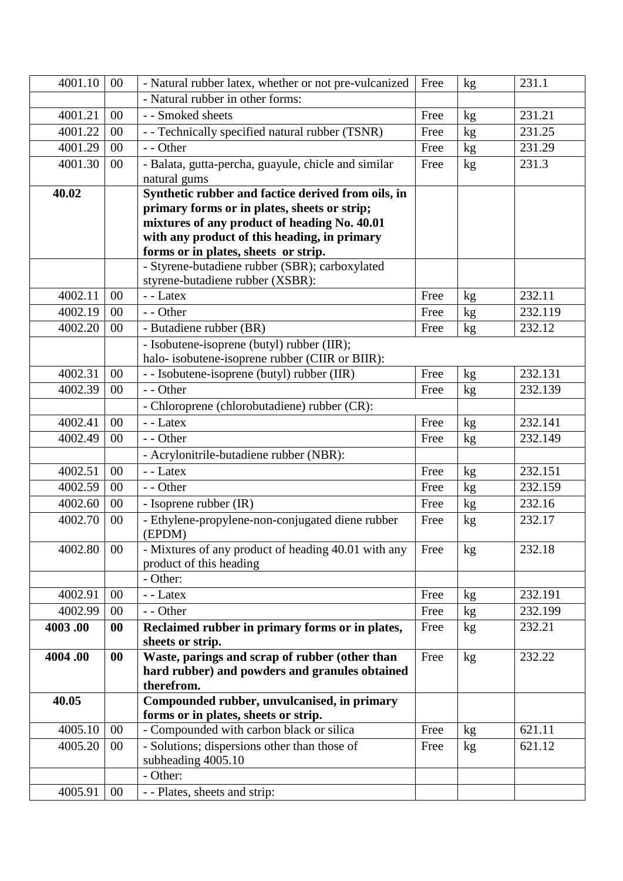| | | | | | |
|---|---|---|---|---|---|
| 4001.10 | 00 | - Natural rubber latex, whether or not pre-vulcanized | Free | kg | 231.1 |
| | | - Natural rubber in other forms: | | | |
| 4001.21 | 00 | - - Smoked sheets | Free | kg | 231.21 |
| 4001.22 | 00 | - - Technically specified natural rubber (TSNR) | Free | kg | 231.25 |
| 4001.29 | 00 | - - Other | Free | kg | 231.29 |
| 4001.30 | 00 | - Balata, gutta-percha, guayule, chicle and similar natural gums | Free | kg | 231.3 |
| **40.02** | | **Synthetic rubber and factice derived from oils, in primary forms or in plates, sheets or strip; mixtures of any product of heading No. 40.01 with any product of this heading, in primary forms or in plates, sheets or strip.** | | | |
| | | - Styrene-butadiene rubber (SBR); carboxylated styrene-butadiene rubber (XSBR): | | | |
| 4002.11 | 00 | - - Latex | Free | kg | 232.11 |
| 4002.19 | 00 | - - Other | Free | kg | 232.119 |
| 4002.20 | 00 | - Butadiene rubber (BR) | Free | kg | 232.12 |
| | | - Isobutene-isoprene (butyl) rubber (IIR); halo- isobutene-isoprene rubber (CIIR or BIIR): | | | |
| 4002.31 | 00 | - - Isobutene-isoprene (butyl) rubber (IIR) | Free | kg | 232.131 |
| 4002.39 | 00 | - - Other | Free | kg | 232.139 |
| | | - Chloroprene (chlorobutadiene) rubber (CR): | | | |
| 4002.41 | 00 | - - Latex | Free | kg | 232.141 |
| 4002.49 | 00 | - - Other | Free | kg | 232.149 |
| | | - Acrylonitrile-butadiene rubber (NBR): | | | |
| 4002.51 | 00 | - - Latex | Free | kg | 232.151 |
| 4002.59 | 00 | - - Other | Free | kg | 232.159 |
| 4002.60 | 00 | - Isoprene rubber (IR) | Free | kg | 232.16 |
| 4002.70 | 00 | - Ethylene-propylene-non-conjugated diene rubber (EPDM) | Free | kg | 232.17 |
| 4002.80 | 00 | - Mixtures of any product of heading 40.01 with any product of this heading | Free | kg | 232.18 |
| | | - Other: | | | |
| 4002.91 | 00 | - - Latex | Free | kg | 232.191 |
| 4002.99 | 00 | - - Other | Free | kg | 232.199 |
| **4003 .00** | **00** | **Reclaimed rubber in primary forms or in plates, sheets or strip.** | Free | kg | 232.21 |
| **4004 .00** | **00** | **Waste, parings and scrap of rubber (other than hard rubber) and powders and granules obtained therefrom.** | Free | kg | 232.22 |
| **40.05** | | **Compounded rubber, unvulcanised, in primary forms or in plates, sheets or strip.** | | | |
| 4005.10 | 00 | - Compounded with carbon black or silica | Free | kg | 621.11 |
| 4005.20 | 00 | - Solutions; dispersions other than those of subheading 4005.10 | Free | kg | 621.12 |
| | | - Other: | | | |
| 4005.91 | 00 | - - Plates, sheets and strip: | | | |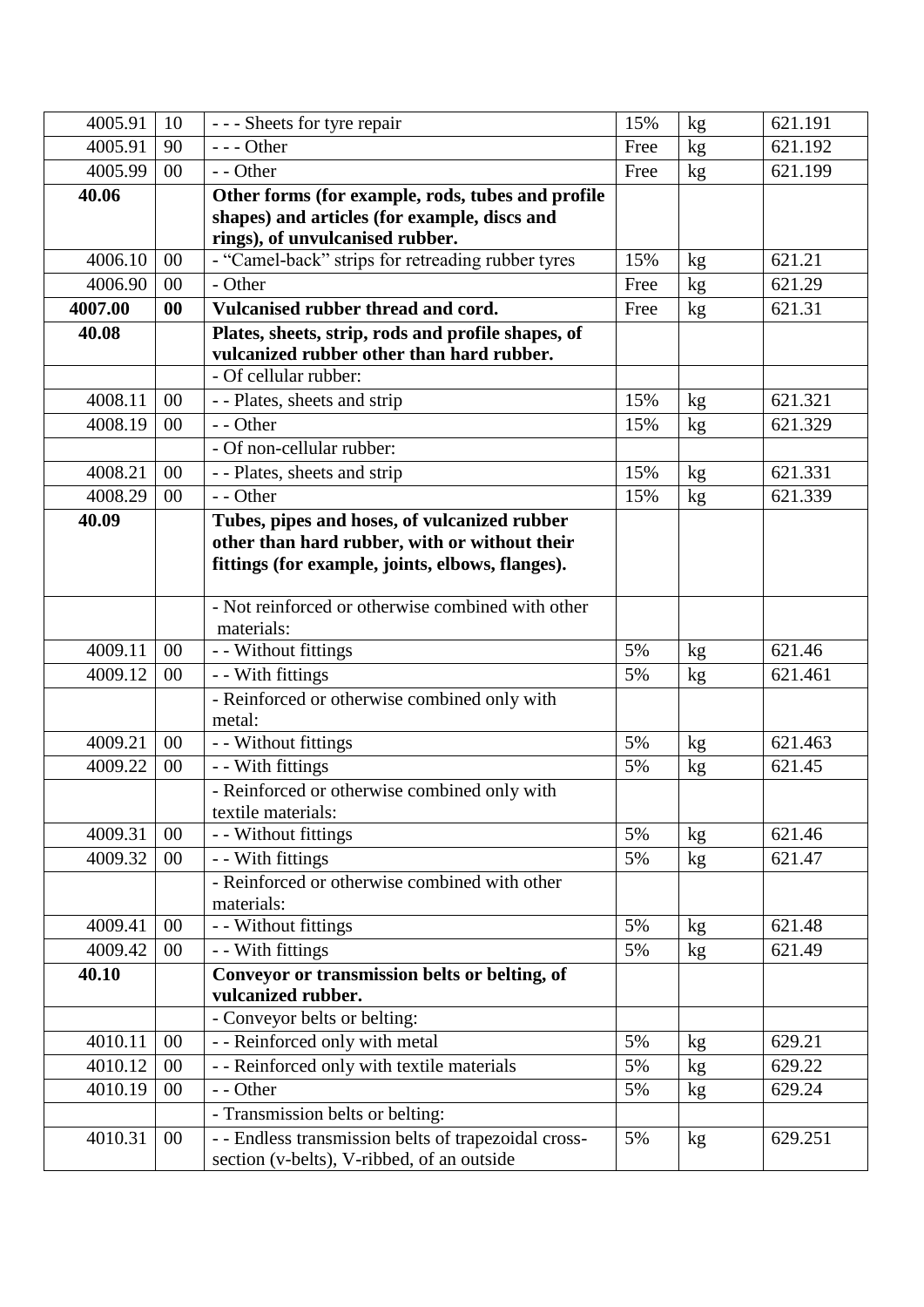| | | | | | |
|---|---|---|---|---|---|
| 4005.91 | 10 | - - - Sheets for tyre repair | 15% | kg | 621.191 |
| 4005.91 | 90 | - - - Other | Free | kg | 621.192 |
| 4005.99 | 00 | - - Other | Free | kg | 621.199 |
| **40.06** | | **Other forms (for example, rods, tubes and profile shapes) and articles (for example, discs and rings), of unvulcanised rubber.** | | | |
| 4006.10 | 00 | - “Camel-back” strips for retreading rubber tyres | 15% | kg | 621.21 |
| 4006.90 | 00 | - Other | Free | kg | 621.29 |
| **4007.00** | **00** | **Vulcanised rubber thread and cord.** | Free | kg | 621.31 |
| **40.08** | | **Plates, sheets, strip, rods and profile shapes, of vulcanized rubber other than hard rubber.** | | | |
| | | - Of cellular rubber: | | | |
| 4008.11 | 00 | - - Plates, sheets and strip | 15% | kg | 621.321 |
| 4008.19 | 00 | - - Other | 15% | kg | 621.329 |
| | | - Of non-cellular rubber: | | | |
| 4008.21 | 00 | - - Plates, sheets and strip | 15% | kg | 621.331 |
| 4008.29 | 00 | - - Other | 15% | kg | 621.339 |
| **40.09** | | **Tubes, pipes and hoses, of vulcanized rubber other than hard rubber, with or without their fittings (for example, joints, elbows, flanges).** | | | |
| | | - Not reinforced or otherwise combined with other materials: | | | |
| 4009.11 | 00 | - - Without fittings | 5% | kg | 621.46 |
| 4009.12 | 00 | - - With fittings | 5% | kg | 621.461 |
| | | - Reinforced or otherwise combined only with metal: | | | |
| 4009.21 | 00 | - - Without fittings | 5% | kg | 621.463 |
| 4009.22 | 00 | - - With fittings | 5% | kg | 621.45 |
| | | - Reinforced or otherwise combined only with textile materials: | | | |
| 4009.31 | 00 | - - Without fittings | 5% | kg | 621.46 |
| 4009.32 | 00 | - - With fittings | 5% | kg | 621.47 |
| | | - Reinforced or otherwise combined with other materials: | | | |
| 4009.41 | 00 | - - Without fittings | 5% | kg | 621.48 |
| 4009.42 | 00 | - - With fittings | 5% | kg | 621.49 |
| **40.10** | | **Conveyor or transmission belts or belting, of vulcanized rubber.** | | | |
| | | - Conveyor belts or belting: | | | |
| 4010.11 | 00 | - - Reinforced only with metal | 5% | kg | 629.21 |
| 4010.12 | 00 | - - Reinforced only with textile materials | 5% | kg | 629.22 |
| 4010.19 | 00 | - - Other | 5% | kg | 629.24 |
| | | - Transmission belts or belting: | | | |
| 4010.31 | 00 | - - Endless transmission belts of trapezoidal cross-section (v-belts), V-ribbed, of an outside | 5% | kg | 629.251 |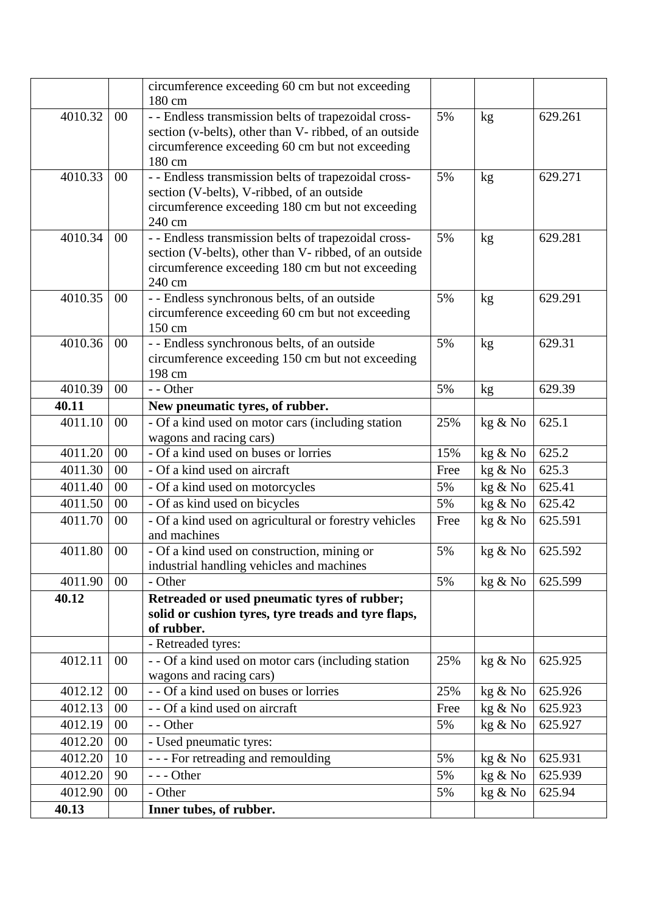|  |  | circumference exceeding 60 cm but not exceeding 180 cm |  |  |  |
|---|---|---|---|---|---|
| 4010.32 | 00 | - - Endless transmission belts of trapezoidal cross-section (v-belts), other than V- ribbed, of an outside circumference exceeding 60 cm but not exceeding 180 cm | 5% | kg | 629.261 |
| 4010.33 | 00 | - - Endless transmission belts of trapezoidal cross-section (V-belts), V-ribbed, of an outside circumference exceeding 180 cm but not exceeding 240 cm | 5% | kg | 629.271 |
| 4010.34 | 00 | - - Endless transmission belts of trapezoidal cross-section (V-belts), other than V- ribbed, of an outside circumference exceeding 180 cm but not exceeding 240 cm | 5% | kg | 629.281 |
| 4010.35 | 00 | - - Endless synchronous belts, of an outside circumference exceeding 60 cm but not exceeding 150 cm | 5% | kg | 629.291 |
| 4010.36 | 00 | - - Endless synchronous belts, of an outside circumference exceeding 150 cm but not exceeding 198 cm | 5% | kg | 629.31 |
| 4010.39 | 00 | - - Other | 5% | kg | 629.39 |
| **40.11** |  | **New pneumatic tyres, of rubber.** |  |  |  |
| 4011.10 | 00 | - Of a kind used on motor cars (including station wagons and racing cars) | 25% | kg & No | 625.1 |
| 4011.20 | 00 | - Of a kind used on buses or lorries | 15% | kg & No | 625.2 |
| 4011.30 | 00 | - Of a kind used on aircraft | Free | kg & No | 625.3 |
| 4011.40 | 00 | - Of a kind used on motorcycles | 5% | kg & No | 625.41 |
| 4011.50 | 00 | - Of as kind used on bicycles | 5% | kg & No | 625.42 |
| 4011.70 | 00 | - Of a kind used on agricultural or forestry vehicles and machines | Free | kg & No | 625.591 |
| 4011.80 | 00 | - Of a kind used on construction, mining or industrial handling vehicles and machines | 5% | kg & No | 625.592 |
| 4011.90 | 00 | - Other | 5% | kg & No | 625.599 |
| **40.12** |  | **Retreaded or used pneumatic tyres of rubber; solid or cushion tyres, tyre treads and tyre flaps, of rubber.** |  |  |  |
|  |  | - Retreaded tyres: |  |  |  |
| 4012.11 | 00 | - - Of a kind used on motor cars (including station wagons and racing cars) | 25% | kg & No | 625.925 |
| 4012.12 | 00 | - - Of a kind used on buses or lorries | 25% | kg & No | 625.926 |
| 4012.13 | 00 | - - Of a kind used on aircraft | Free | kg & No | 625.923 |
| 4012.19 | 00 | - - Other | 5% | kg & No | 625.927 |
| 4012.20 | 00 | - Used pneumatic tyres: |  |  |  |
| 4012.20 | 10 | - - - For retreading and remoulding | 5% | kg & No | 625.931 |
| 4012.20 | 90 | - - - Other | 5% | kg & No | 625.939 |
| 4012.90 | 00 | - Other | 5% | kg & No | 625.94 |
| **40.13** |  | **Inner tubes, of rubber.** |  |  |  |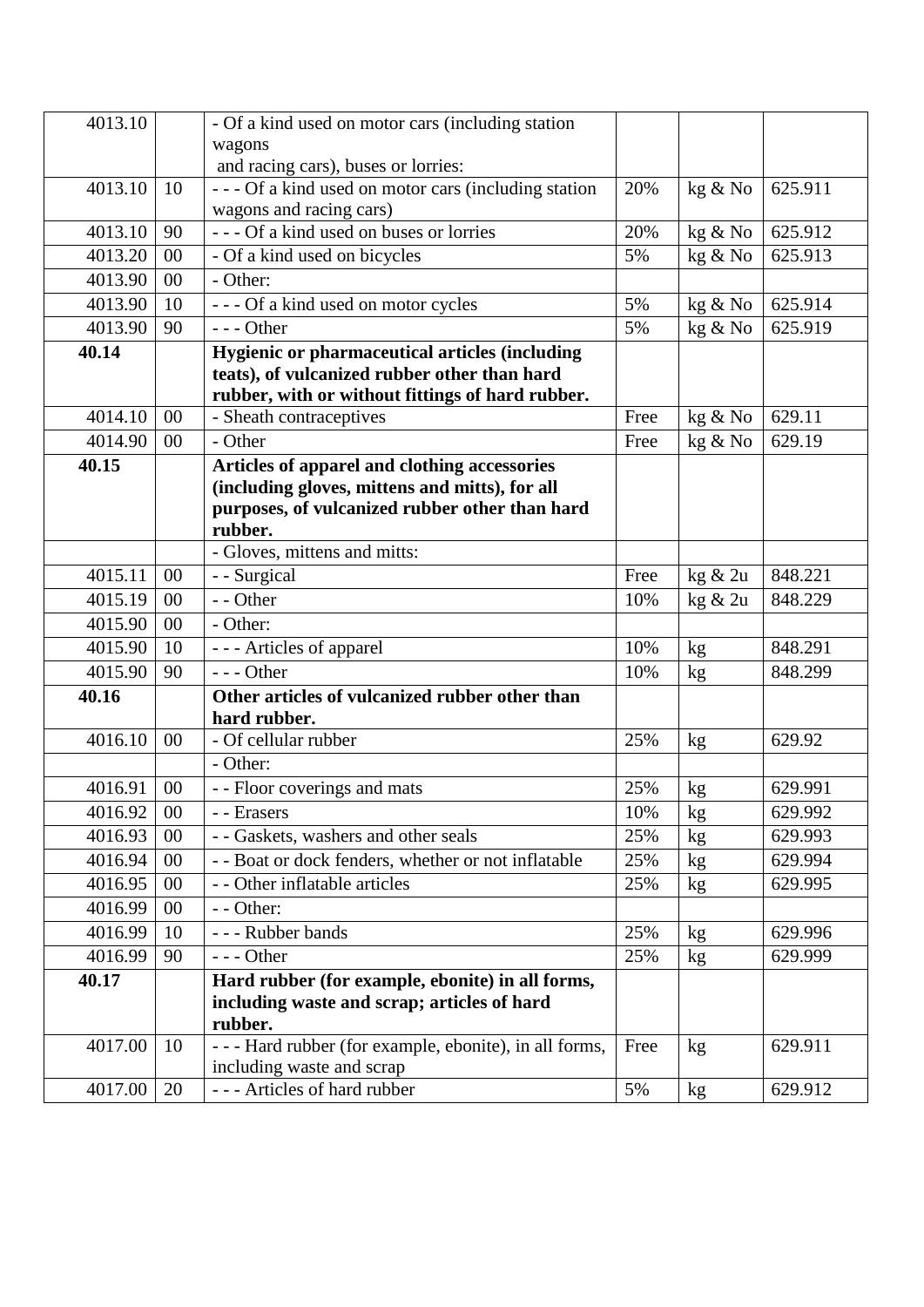| | | | | | |
|---|---|---|---|---|---|
| 4013.10 | | - Of a kind used on motor cars (including station wagons and racing cars), buses or lorries: | | | |
| 4013.10 | 10 | - - - Of a kind used on motor cars (including station wagons and racing cars) | 20% | kg & No | 625.911 |
| 4013.10 | 90 | - - - Of a kind used on buses or lorries | 20% | kg & No | 625.912 |
| 4013.20 | 00 | - Of a kind used on bicycles | 5% | kg & No | 625.913 |
| 4013.90 | 00 | - Other: | | | |
| 4013.90 | 10 | - - - Of a kind used on motor cycles | 5% | kg & No | 625.914 |
| 4013.90 | 90 | - - - Other | 5% | kg & No | 625.919 |
| **40.14** | | **Hygienic or pharmaceutical articles (including teats), of vulcanized rubber other than hard rubber, with or without fittings of hard rubber.** | | | |
| 4014.10 | 00 | - Sheath contraceptives | Free | kg & No | 629.11 |
| 4014.90 | 00 | - Other | Free | kg & No | 629.19 |
| **40.15** | | **Articles of apparel and clothing accessories (including gloves, mittens and mitts), for all purposes, of vulcanized rubber other than hard rubber.** | | | |
| | | - Gloves, mittens and mitts: | | | |
| 4015.11 | 00 | - - Surgical | Free | kg & 2u | 848.221 |
| 4015.19 | 00 | - - Other | 10% | kg & 2u | 848.229 |
| 4015.90 | 00 | - Other: | | | |
| 4015.90 | 10 | - - - Articles of apparel | 10% | kg | 848.291 |
| 4015.90 | 90 | - - - Other | 10% | kg | 848.299 |
| **40.16** | | **Other articles of vulcanized rubber other than hard rubber.** | | | |
| 4016.10 | 00 | - Of cellular rubber | 25% | kg | 629.92 |
| | | - Other: | | | |
| 4016.91 | 00 | - - Floor coverings and mats | 25% | kg | 629.991 |
| 4016.92 | 00 | - - Erasers | 10% | kg | 629.992 |
| 4016.93 | 00 | - - Gaskets, washers and other seals | 25% | kg | 629.993 |
| 4016.94 | 00 | - - Boat or dock fenders, whether or not inflatable | 25% | kg | 629.994 |
| 4016.95 | 00 | - - Other inflatable articles | 25% | kg | 629.995 |
| 4016.99 | 00 | - - Other: | | | |
| 4016.99 | 10 | - - - Rubber bands | 25% | kg | 629.996 |
| 4016.99 | 90 | - - - Other | 25% | kg | 629.999 |
| **40.17** | | **Hard rubber (for example, ebonite) in all forms, including waste and scrap; articles of hard rubber.** | | | |
| 4017.00 | 10 | - - - Hard rubber (for example, ebonite), in all forms, including waste and scrap | Free | kg | 629.911 |
| 4017.00 | 20 | - - - Articles of hard rubber | 5% | kg | 629.912 |